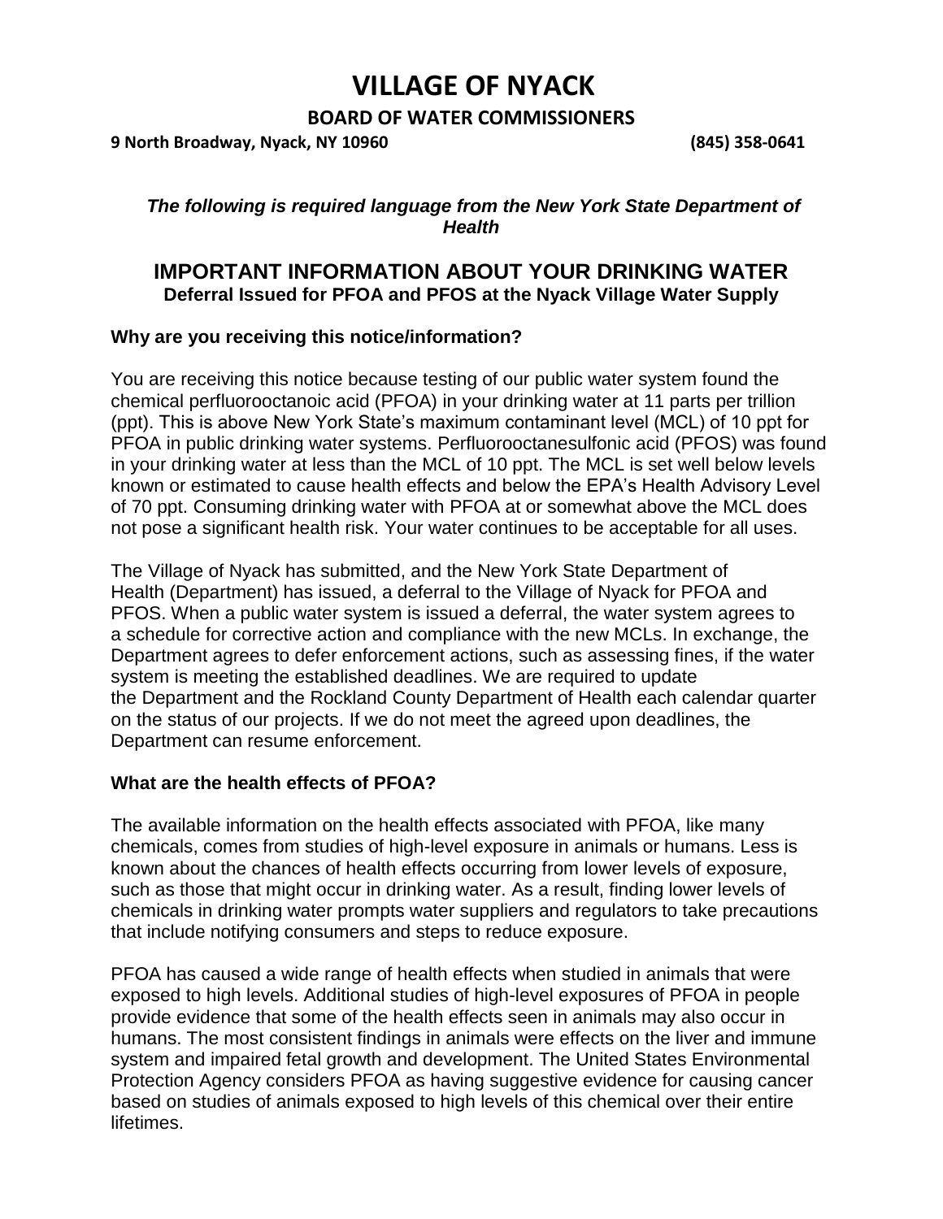# VILLAGE OF NYACK

## BOARD OF WATER COMMISSIONERS

**9 North Broadway, Nyack, NY 10960** **(845) 358-0641**

***The following is required language from the New York State Department of Health***

## IMPORTANT INFORMATION ABOUT YOUR DRINKING WATER

**Deferral Issued for PFOA and PFOS at the Nyack Village Water Supply**

### Why are you receiving this notice/information?

You are receiving this notice because testing of our public water system found the chemical perfluorooctanoic acid (PFOA) in your drinking water at 11 parts per trillion (ppt). This is above New York State's maximum contaminant level (MCL) of 10 ppt for PFOA in public drinking water systems. Perfluorooctanesulfonic acid (PFOS) was found in your drinking water at less than the MCL of 10 ppt. The MCL is set well below levels known or estimated to cause health effects and below the EPA's Health Advisory Level of 70 ppt. Consuming drinking water with PFOA at or somewhat above the MCL does not pose a significant health risk. Your water continues to be acceptable for all uses.

The Village of Nyack has submitted, and the New York State Department of Health (Department) has issued, a deferral to the Village of Nyack for PFOA and PFOS. When a public water system is issued a deferral, the water system agrees to a schedule for corrective action and compliance with the new MCLs. In exchange, the Department agrees to defer enforcement actions, such as assessing fines, if the water system is meeting the established deadlines. We are required to update the Department and the Rockland County Department of Health each calendar quarter on the status of our projects. If we do not meet the agreed upon deadlines, the Department can resume enforcement.

### What are the health effects of PFOA?

The available information on the health effects associated with PFOA, like many chemicals, comes from studies of high-level exposure in animals or humans. Less is known about the chances of health effects occurring from lower levels of exposure, such as those that might occur in drinking water. As a result, finding lower levels of chemicals in drinking water prompts water suppliers and regulators to take precautions that include notifying consumers and steps to reduce exposure.

PFOA has caused a wide range of health effects when studied in animals that were exposed to high levels. Additional studies of high-level exposures of PFOA in people provide evidence that some of the health effects seen in animals may also occur in humans. The most consistent findings in animals were effects on the liver and immune system and impaired fetal growth and development. The United States Environmental Protection Agency considers PFOA as having suggestive evidence for causing cancer based on studies of animals exposed to high levels of this chemical over their entire lifetimes.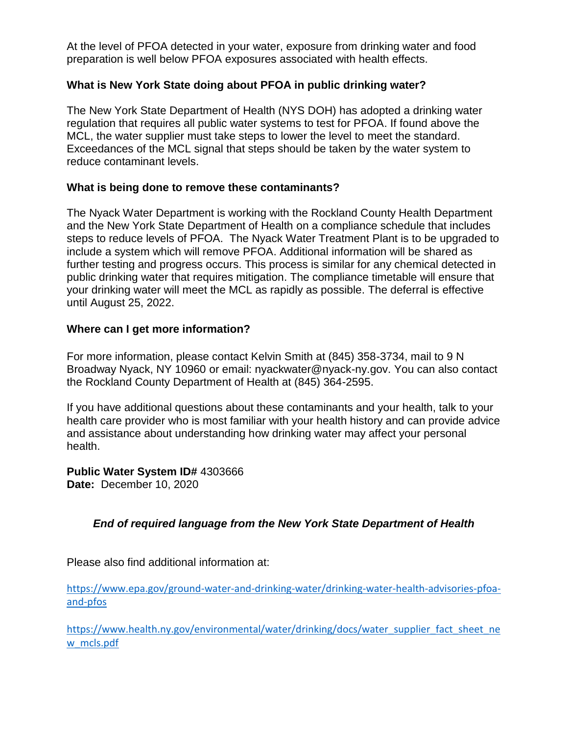At the level of PFOA detected in your water, exposure from drinking water and food preparation is well below PFOA exposures associated with health effects.

**What is New York State doing about PFOA in public drinking water?**

The New York State Department of Health (NYS DOH) has adopted a drinking water regulation that requires all public water systems to test for PFOA. If found above the MCL, the water supplier must take steps to lower the level to meet the standard. Exceedances of the MCL signal that steps should be taken by the water system to reduce contaminant levels.

**What is being done to remove these contaminants?**

The Nyack Water Department is working with the Rockland County Health Department and the New York State Department of Health on a compliance schedule that includes steps to reduce levels of PFOA. The Nyack Water Treatment Plant is to be upgraded to include a system which will remove PFOA. Additional information will be shared as further testing and progress occurs. This process is similar for any chemical detected in public drinking water that requires mitigation. The compliance timetable will ensure that your drinking water will meet the MCL as rapidly as possible. The deferral is effective until August 25, 2022.

**Where can I get more information?**

For more information, please contact Kelvin Smith at (845) 358-3734, mail to 9 N Broadway Nyack, NY 10960 or email: nyackwater@nyack-ny.gov. You can also contact the Rockland County Department of Health at (845) 364-2595.

If you have additional questions about these contaminants and your health, talk to your health care provider who is most familiar with your health history and can provide advice and assistance about understanding how drinking water may affect your personal health.

**Public Water System ID#** 4303666
**Date:** December 10, 2020

***End of required language from the New York State Department of Health***

Please also find additional information at:

https://www.epa.gov/ground-water-and-drinking-water/drinking-water-health-advisories-pfoa-and-pfos

https://www.health.ny.gov/environmental/water/drinking/docs/water_supplier_fact_sheet_new_mcls.pdf